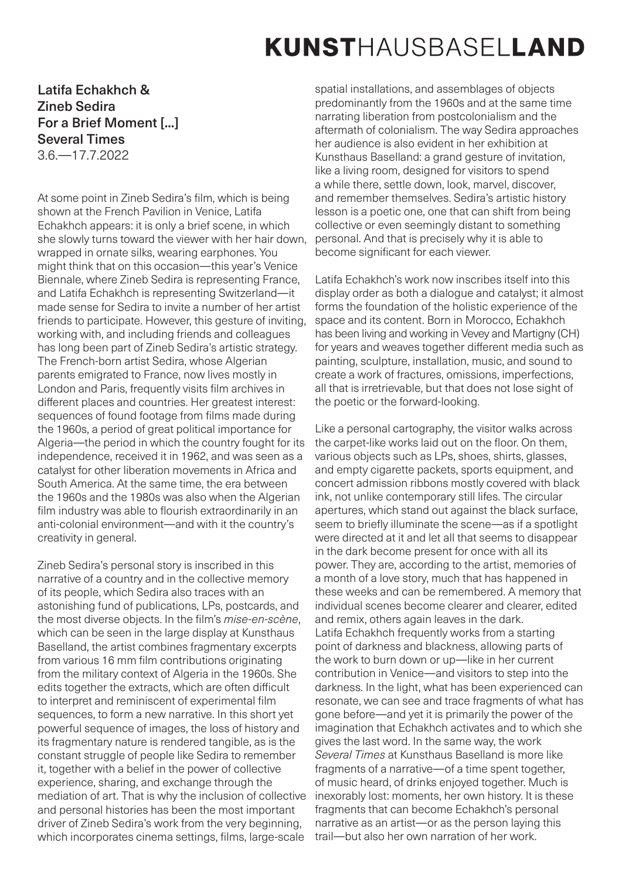# KUNSTHAUSBASELLAND

**Latifa Echakhch & Zineb Sedira**
**For a Brief Moment [...] Several Times**
3.6.—17.7.2022

At some point in Zineb Sedira's film, which is being shown at the French Pavilion in Venice, Latifa Echakhch appears: it is only a brief scene, in which she slowly turns toward the viewer with her hair down, wrapped in ornate silks, wearing earphones. You might think that on this occasion—this year's Venice Biennale, where Zineb Sedira is representing France, and Latifa Echakhch is representing Switzerland—it made sense for Sedira to invite a number of her artist friends to participate. However, this gesture of inviting, working with, and including friends and colleagues has long been part of Zineb Sedira's artistic strategy. The French-born artist Sedira, whose Algerian parents emigrated to France, now lives mostly in London and Paris, frequently visits film archives in different places and countries. Her greatest interest: sequences of found footage from films made during the 1960s, a period of great political importance for Algeria—the period in which the country fought for its independence, received it in 1962, and was seen as a catalyst for other liberation movements in Africa and South America. At the same time, the era between the 1960s and the 1980s was also when the Algerian film industry was able to flourish extraordinarily in an anti-colonial environment—and with it the country's creativity in general.

Zineb Sedira's personal story is inscribed in this narrative of a country and in the collective memory of its people, which Sedira also traces with an astonishing fund of publications, LPs, postcards, and the most diverse objects. In the film's *mise-en-scène*, which can be seen in the large display at Kunsthaus Baselland, the artist combines fragmentary excerpts from various 16 mm film contributions originating from the military context of Algeria in the 1960s. She edits together the extracts, which are often difficult to interpret and reminiscent of experimental film sequences, to form a new narrative. In this short yet powerful sequence of images, the loss of history and its fragmentary nature is rendered tangible, as is the constant struggle of people like Sedira to remember it, together with a belief in the power of collective experience, sharing, and exchange through the mediation of art. That is why the inclusion of collective and personal histories has been the most important driver of Zineb Sedira's work from the very beginning, which incorporates cinema settings, films, large-scale spatial installations, and assemblages of objects predominantly from the 1960s and at the same time narrating liberation from postcolonialism and the aftermath of colonialism. The way Sedira approaches her audience is also evident in her exhibition at Kunsthaus Baselland: a grand gesture of invitation, like a living room, designed for visitors to spend a while there, settle down, look, marvel, discover, and remember themselves. Sedira's artistic history lesson is a poetic one, one that can shift from being collective or even seemingly distant to something personal. And that is precisely why it is able to become significant for each viewer.

Latifa Echakhch's work now inscribes itself into this display order as both a dialogue and catalyst; it almost forms the foundation of the holistic experience of the space and its content. Born in Morocco, Echakhch has been living and working in Vevey and Martigny (CH) for years and weaves together different media such as painting, sculpture, installation, music, and sound to create a work of fractures, omissions, imperfections, all that is irretrievable, but that does not lose sight of the poetic or the forward-looking.

Like a personal cartography, the visitor walks across the carpet-like works laid out on the floor. On them, various objects such as LPs, shoes, shirts, glasses, and empty cigarette packets, sports equipment, and concert admission ribbons mostly covered with black ink, not unlike contemporary still lifes. The circular apertures, which stand out against the black surface, seem to briefly illuminate the scene—as if a spotlight were directed at it and let all that seems to disappear in the dark become present for once with all its power. They are, according to the artist, memories of a month of a love story, much that has happened in these weeks and can be remembered. A memory that individual scenes become clearer and clearer, edited and remix, others again leaves in the dark. Latifa Echakhch frequently works from a starting point of darkness and blackness, allowing parts of the work to burn down or up—like in her current contribution in Venice—and visitors to step into the darkness. In the light, what has been experienced can resonate, we can see and trace fragments of what has gone before—and yet it is primarily the power of the imagination that Echakhch activates and to which she gives the last word. In the same way, the work *Several Times* at Kunsthaus Baselland is more like fragments of a narrative—of a time spent together, of music heard, of drinks enjoyed together. Much is inexorably lost: moments, her own history. It is these fragments that can become Echakhch's personal narrative as an artist—or as the person laying this trail—but also her own narration of her work.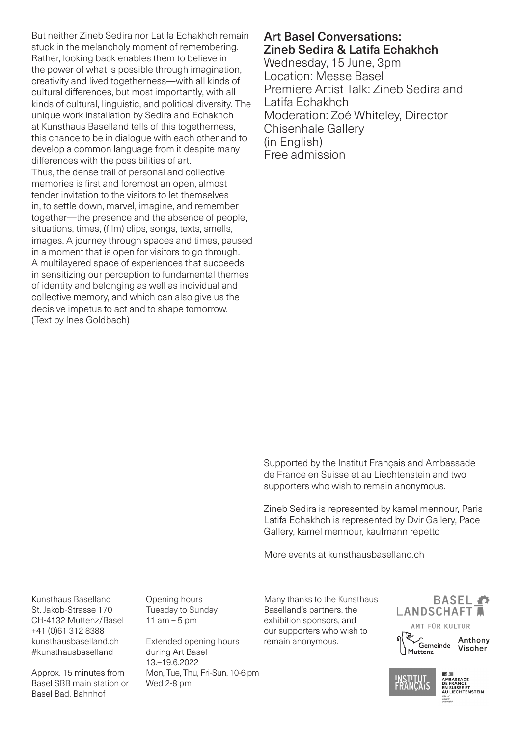But neither Zineb Sedira nor Latifa Echakhch remain stuck in the melancholy moment of remembering. Rather, looking back enables them to believe in the power of what is possible through imagination, creativity and lived togetherness—with all kinds of cultural differences, but most importantly, with all kinds of cultural, linguistic, and political diversity. The unique work installation by Sedira and Echakhch at Kunsthaus Baselland tells of this togetherness, this chance to be in dialogue with each other and to develop a common language from it despite many differences with the possibilities of art.
Thus, the dense trail of personal and collective memories is first and foremost an open, almost tender invitation to the visitors to let themselves in, to settle down, marvel, imagine, and remember together—the presence and the absence of people, situations, times, (film) clips, songs, texts, smells, images. A journey through spaces and times, paused in a moment that is open for visitors to go through. A multilayered space of experiences that succeeds in sensitizing our perception to fundamental themes of identity and belonging as well as individual and collective memory, and which can also give us the decisive impetus to act and to shape tomorrow.
(Text by Ines Goldbach)

## Art Basel Conversations: Zineb Sedira & Latifa Echakhch

Wednesday, 15 June, 3pm
Location: Messe Basel
Premiere Artist Talk: Zineb Sedira and Latifa Echakhch
Moderation: Zoé Whiteley, Director Chisenhale Gallery
(in English)
Free admission

Supported by the Institut Français and Ambassade de France en Suisse et au Liechtenstein and two supporters who wish to remain anonymous.

Zineb Sedira is represented by kamel mennour, Paris
Latifa Echakhch is represented by Dvir Gallery, Pace Gallery, kamel mennour, kaufmann repetto

More events at kunsthausbaselland.ch

Kunsthaus Baselland
St. Jakob-Strasse 170
CH-4132 Muttenz/Basel
+41 (0)61 312 8388
kunsthausbaselland.ch
#kunsthausbaselland

Approx. 15 minutes from Basel SBB main station or Basel Bad. Bahnhof

Opening hours
Tuesday to Sunday
11 am – 5 pm

Extended opening hours during Art Basel
13.–19.6.2022
Mon, Tue, Thu, Fri-Sun, 10-6 pm
Wed 2-8 pm

Many thanks to the Kunsthaus Baselland's partners, the exhibition sponsors, and our supporters who wish to remain anonymous.

BASEL LANDSCHAFT
AMT FÜR KULTUR
Gemeinde Muttenz
Anthony Vischer
INSTITUT FRANÇAIS
AMBASSADE DE FRANCE EN SUISSE ET AU LIECHTENSTEIN